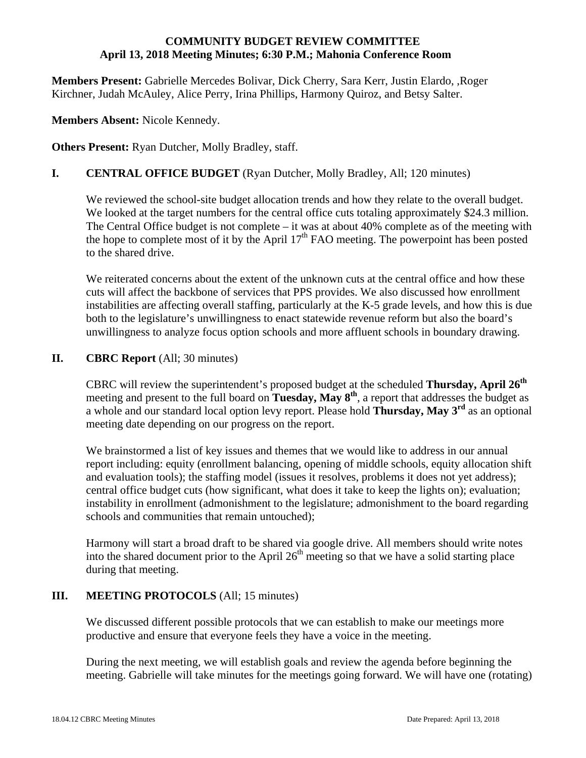**COMMUNITY BUDGET REVIEW COMMITTEE**
**April 13, 2018 Meeting Minutes; 6:30 P.M.; Mahonia Conference Room**

**Members Present:** Gabrielle Mercedes Bolivar, Dick Cherry, Sara Kerr, Justin Elardo, ,Roger Kirchner, Judah McAuley, Alice Perry, Irina Phillips, Harmony Quiroz, and Betsy Salter.

**Members Absent:** Nicole Kennedy.

**Others Present:** Ryan Dutcher, Molly Bradley, staff.

## I. CENTRAL OFFICE BUDGET (Ryan Dutcher, Molly Bradley, All; 120 minutes)

We reviewed the school-site budget allocation trends and how they relate to the overall budget. We looked at the target numbers for the central office cuts totaling approximately $24.3 million. The Central Office budget is not complete – it was at about 40% complete as of the meeting with the hope to complete most of it by the April 17th FAO meeting. The powerpoint has been posted to the shared drive.

We reiterated concerns about the extent of the unknown cuts at the central office and how these cuts will affect the backbone of services that PPS provides. We also discussed how enrollment instabilities are affecting overall staffing, particularly at the K-5 grade levels, and how this is due both to the legislature's unwillingness to enact statewide revenue reform but also the board's unwillingness to analyze focus option schools and more affluent schools in boundary drawing.

## II. CBRC Report (All; 30 minutes)

CBRC will review the superintendent's proposed budget at the scheduled **Thursday, April 26th** meeting and present to the full board on **Tuesday, May 8th**, a report that addresses the budget as a whole and our standard local option levy report. Please hold **Thursday, May 3rd** as an optional meeting date depending on our progress on the report.

We brainstormed a list of key issues and themes that we would like to address in our annual report including: equity (enrollment balancing, opening of middle schools, equity allocation shift and evaluation tools); the staffing model (issues it resolves, problems it does not yet address); central office budget cuts (how significant, what does it take to keep the lights on); evaluation; instability in enrollment (admonishment to the legislature; admonishment to the board regarding schools and communities that remain untouched);

Harmony will start a broad draft to be shared via google drive. All members should write notes into the shared document prior to the April 26th meeting so that we have a solid starting place during that meeting.

## III. MEETING PROTOCOLS (All; 15 minutes)

We discussed different possible protocols that we can establish to make our meetings more productive and ensure that everyone feels they have a voice in the meeting.

During the next meeting, we will establish goals and review the agenda before beginning the meeting. Gabrielle will take minutes for the meetings going forward. We will have one (rotating)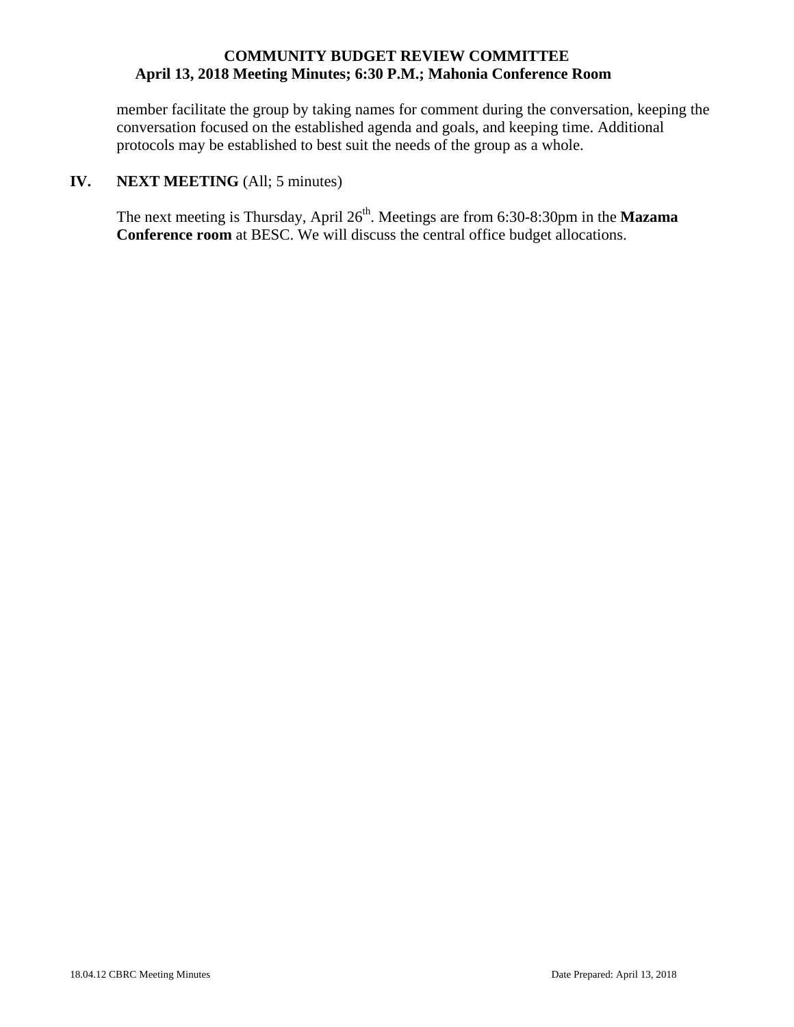member facilitate the group by taking names for comment during the conversation, keeping the conversation focused on the established agenda and goals, and keeping time. Additional protocols may be established to best suit the needs of the group as a whole.

## IV. NEXT MEETING (All; 5 minutes)

The next meeting is Thursday, April 26th. Meetings are from 6:30-8:30pm in the **Mazama Conference room** at BESC. We will discuss the central office budget allocations.